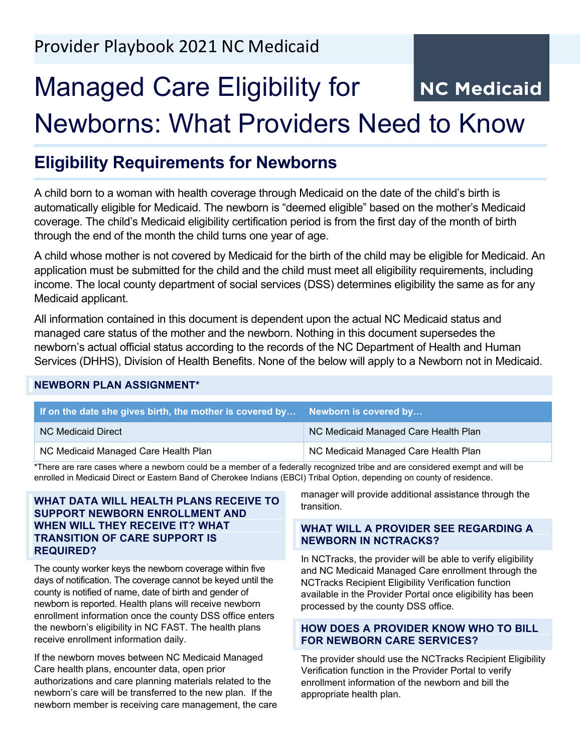Provider Playbook 2021 NC Medicaid

NC Medicaid

# Managed Care Eligibility for Newborns: What Providers Need to Know

## Eligibility Requirements for Newborns

A child born to a woman with health coverage through Medicaid on the date of the child's birth is automatically eligible for Medicaid. The newborn is "deemed eligible" based on the mother's Medicaid coverage. The child's Medicaid eligibility certification period is from the first day of the month of birth through the end of the month the child turns one year of age.

A child whose mother is not covered by Medicaid for the birth of the child may be eligible for Medicaid. An application must be submitted for the child and the child must meet all eligibility requirements, including income. The local county department of social services (DSS) determines eligibility the same as for any Medicaid applicant.

All information contained in this document is dependent upon the actual NC Medicaid status and managed care status of the mother and the newborn. Nothing in this document supersedes the newborn's actual official status according to the records of the NC Department of Health and Human Services (DHHS), Division of Health Benefits. None of the below will apply to a Newborn not in Medicaid.

### NEWBORN PLAN ASSIGNMENT*

| If on the date she gives birth, the mother is covered by… | Newborn is covered by… |
|---|---|
| NC Medicaid Direct | NC Medicaid Managed Care Health Plan |
| NC Medicaid Managed Care Health Plan | NC Medicaid Managed Care Health Plan |

*There are rare cases where a newborn could be a member of a federally recognized tribe and are considered exempt and will be enrolled in Medicaid Direct or Eastern Band of Cherokee Indians (EBCI) Tribal Option, depending on county of residence.

### WHAT DATA WILL HEALTH PLANS RECEIVE TO SUPPORT NEWBORN ENROLLMENT AND WHEN WILL THEY RECEIVE IT? WHAT TRANSITION OF CARE SUPPORT IS REQUIRED?

The county worker keys the newborn coverage within five days of notification. The coverage cannot be keyed until the county is notified of name, date of birth and gender of newborn is reported. Health plans will receive newborn enrollment information once the county DSS office enters the newborn's eligibility in NC FAST. The health plans receive enrollment information daily.

If the newborn moves between NC Medicaid Managed Care health plans, encounter data, open prior authorizations and care planning materials related to the newborn's care will be transferred to the new plan. If the newborn member is receiving care management, the care manager will provide additional assistance through the transition.

### WHAT WILL A PROVIDER SEE REGARDING A NEWBORN IN NCTRACKS?

In NCTracks, the provider will be able to verify eligibility and NC Medicaid Managed Care enrollment through the NCTracks Recipient Eligibility Verification function available in the Provider Portal once eligibility has been processed by the county DSS office.

### HOW DOES A PROVIDER KNOW WHO TO BILL FOR NEWBORN CARE SERVICES?

The provider should use the NCTracks Recipient Eligibility Verification function in the Provider Portal to verify enrollment information of the newborn and bill the appropriate health plan.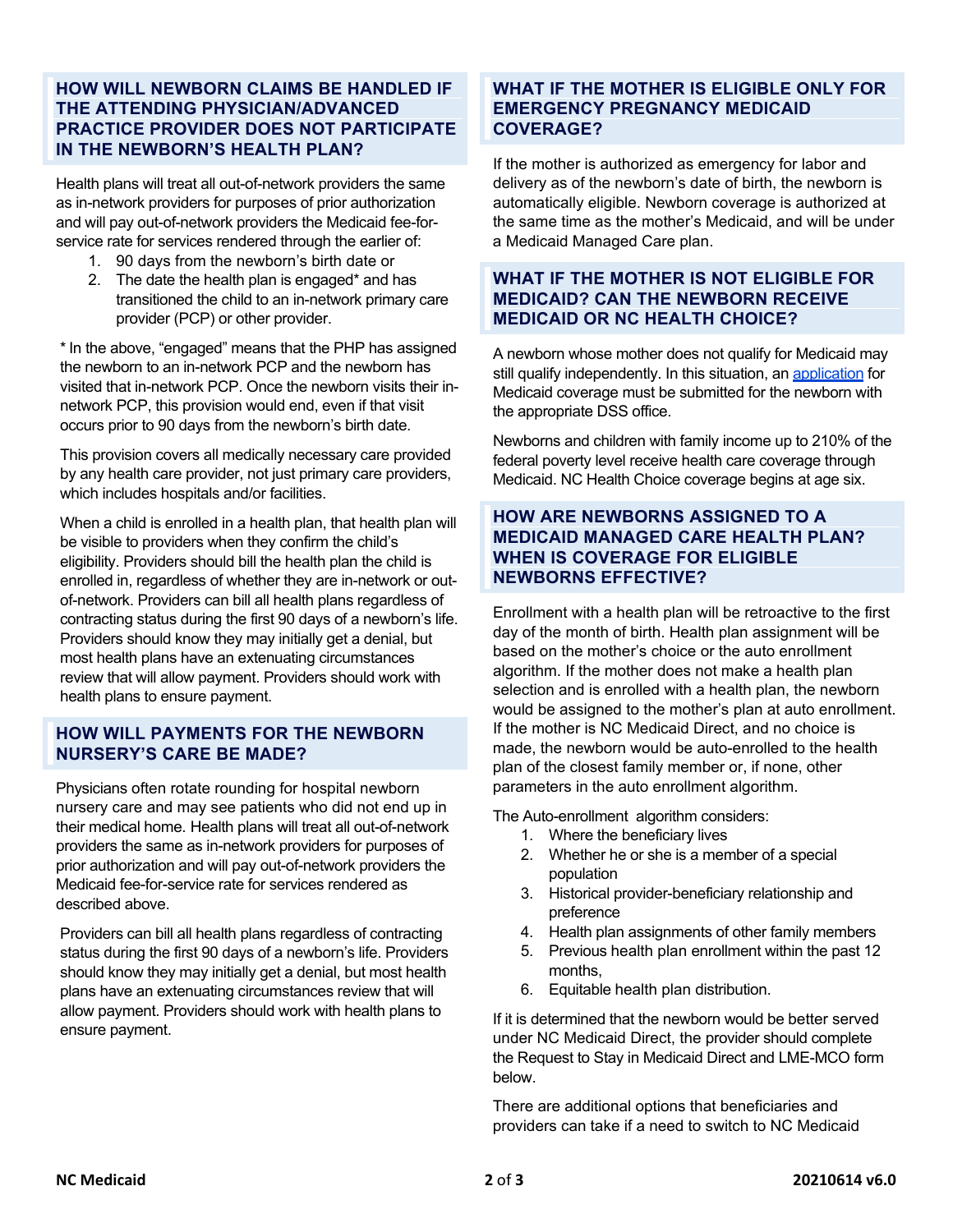## HOW WILL NEWBORN CLAIMS BE HANDLED IF THE ATTENDING PHYSICIAN/ADVANCED PRACTICE PROVIDER DOES NOT PARTICIPATE IN THE NEWBORN'S HEALTH PLAN?

Health plans will treat all out-of-network providers the same as in-network providers for purposes of prior authorization and will pay out-of-network providers the Medicaid fee-for-service rate for services rendered through the earlier of:

1. 90 days from the newborn's birth date or
2. The date the health plan is engaged* and has transitioned the child to an in-network primary care provider (PCP) or other provider.

* In the above, "engaged" means that the PHP has assigned the newborn to an in-network PCP and the newborn has visited that in-network PCP. Once the newborn visits their in-network PCP, this provision would end, even if that visit occurs prior to 90 days from the newborn's birth date.

This provision covers all medically necessary care provided by any health care provider, not just primary care providers, which includes hospitals and/or facilities.

When a child is enrolled in a health plan, that health plan will be visible to providers when they confirm the child's eligibility. Providers should bill the health plan the child is enrolled in, regardless of whether they are in-network or out-of-network. Providers can bill all health plans regardless of contracting status during the first 90 days of a newborn's life. Providers should know they may initially get a denial, but most health plans have an extenuating circumstances review that will allow payment. Providers should work with health plans to ensure payment.

## HOW WILL PAYMENTS FOR THE NEWBORN NURSERY'S CARE BE MADE?

Physicians often rotate rounding for hospital newborn nursery care and may see patients who did not end up in their medical home. Health plans will treat all out-of-network providers the same as in-network providers for purposes of prior authorization and will pay out-of-network providers the Medicaid fee-for-service rate for services rendered as described above.

Providers can bill all health plans regardless of contracting status during the first 90 days of a newborn's life. Providers should know they may initially get a denial, but most health plans have an extenuating circumstances review that will allow payment. Providers should work with health plans to ensure payment.

## WHAT IF THE MOTHER IS ELIGIBLE ONLY FOR EMERGENCY PREGNANCY MEDICAID COVERAGE?

If the mother is authorized as emergency for labor and delivery as of the newborn's date of birth, the newborn is automatically eligible. Newborn coverage is authorized at the same time as the mother's Medicaid, and will be under a Medicaid Managed Care plan.

## WHAT IF THE MOTHER IS NOT ELIGIBLE FOR MEDICAID? CAN THE NEWBORN RECEIVE MEDICAID OR NC HEALTH CHOICE?

A newborn whose mother does not qualify for Medicaid may still qualify independently. In this situation, an application for Medicaid coverage must be submitted for the newborn with the appropriate DSS office.

Newborns and children with family income up to 210% of the federal poverty level receive health care coverage through Medicaid. NC Health Choice coverage begins at age six.

## HOW ARE NEWBORNS ASSIGNED TO A MEDICAID MANAGED CARE HEALTH PLAN? WHEN IS COVERAGE FOR ELIGIBLE NEWBORNS EFFECTIVE?

Enrollment with a health plan will be retroactive to the first day of the month of birth. Health plan assignment will be based on the mother's choice or the auto enrollment algorithm. If the mother does not make a health plan selection and is enrolled with a health plan, the newborn would be assigned to the mother's plan at auto enrollment. If the mother is NC Medicaid Direct, and no choice is made, the newborn would be auto-enrolled to the health plan of the closest family member or, if none, other parameters in the auto enrollment algorithm.

The Auto-enrollment algorithm considers:

1. Where the beneficiary lives
2. Whether he or she is a member of a special population
3. Historical provider-beneficiary relationship and preference
4. Health plan assignments of other family members
5. Previous health plan enrollment within the past 12 months,
6. Equitable health plan distribution.

If it is determined that the newborn would be better served under NC Medicaid Direct, the provider should complete the Request to Stay in Medicaid Direct and LME-MCO form below.

There are additional options that beneficiaries and providers can take if a need to switch to NC Medicaid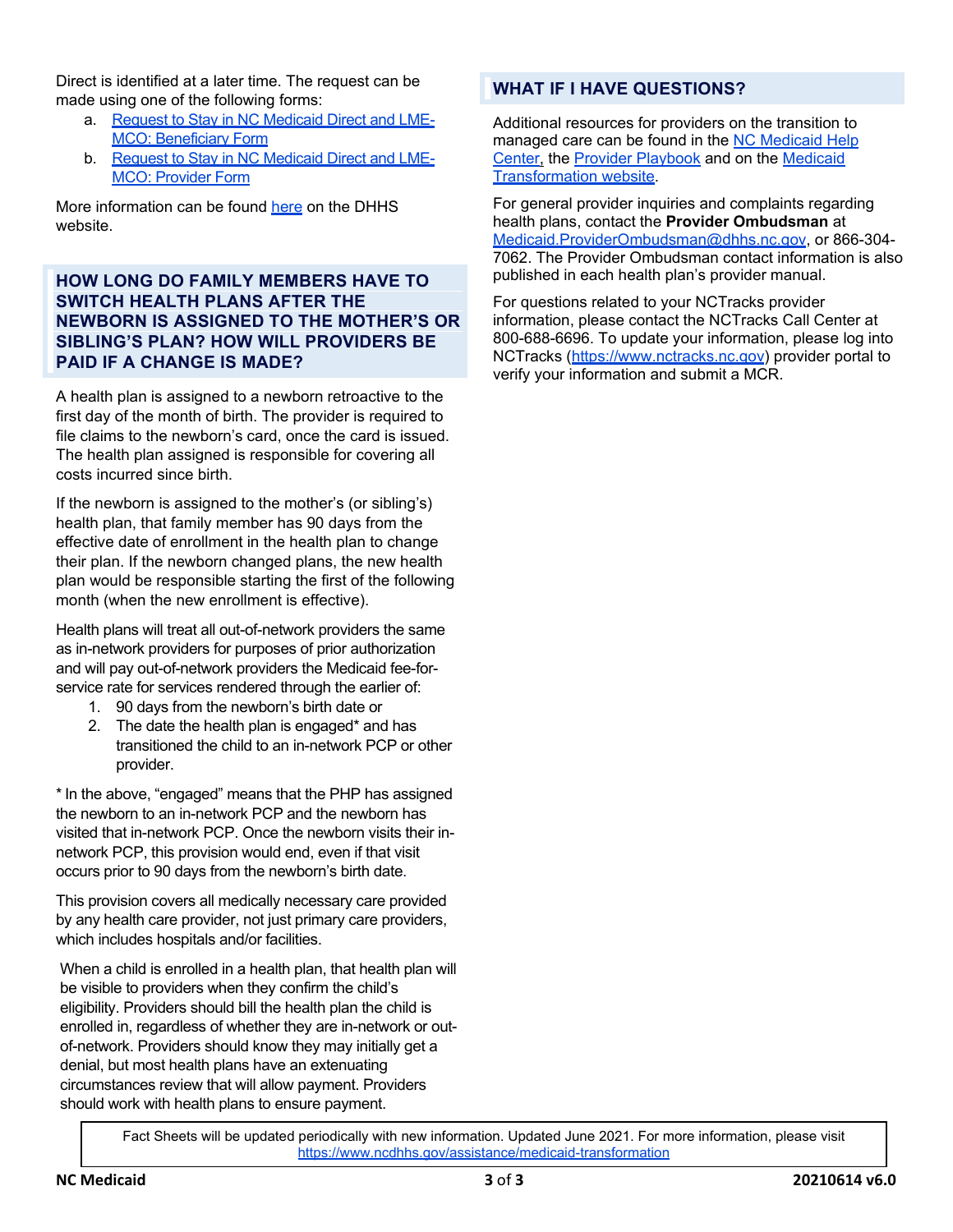Direct is identified at a later time. The request can be made using one of the following forms:

a. Request to Stay in NC Medicaid Direct and LME-MCO: Beneficiary Form
b. Request to Stay in NC Medicaid Direct and LME-MCO: Provider Form

More information can be found here on the DHHS website.

## HOW LONG DO FAMILY MEMBERS HAVE TO SWITCH HEALTH PLANS AFTER THE NEWBORN IS ASSIGNED TO THE MOTHER'S OR SIBLING'S PLAN? HOW WILL PROVIDERS BE PAID IF A CHANGE IS MADE?

A health plan is assigned to a newborn retroactive to the first day of the month of birth. The provider is required to file claims to the newborn's card, once the card is issued. The health plan assigned is responsible for covering all costs incurred since birth.

If the newborn is assigned to the mother's (or sibling's) health plan, that family member has 90 days from the effective date of enrollment in the health plan to change their plan. If the newborn changed plans, the new health plan would be responsible starting the first of the following month (when the new enrollment is effective).

Health plans will treat all out-of-network providers the same as in-network providers for purposes of prior authorization and will pay out-of-network providers the Medicaid fee-for-service rate for services rendered through the earlier of:

1. 90 days from the newborn's birth date or
2. The date the health plan is engaged* and has transitioned the child to an in-network PCP or other provider.

* In the above, "engaged" means that the PHP has assigned the newborn to an in-network PCP and the newborn has visited that in-network PCP. Once the newborn visits their in-network PCP, this provision would end, even if that visit occurs prior to 90 days from the newborn's birth date.

This provision covers all medically necessary care provided by any health care provider, not just primary care providers, which includes hospitals and/or facilities.

When a child is enrolled in a health plan, that health plan will be visible to providers when they confirm the child's eligibility. Providers should bill the health plan the child is enrolled in, regardless of whether they are in-network or out-of-network. Providers should know they may initially get a denial, but most health plans have an extenuating circumstances review that will allow payment. Providers should work with health plans to ensure payment.

## WHAT IF I HAVE QUESTIONS?

Additional resources for providers on the transition to managed care can be found in the NC Medicaid Help Center, the Provider Playbook and on the Medicaid Transformation website.

For general provider inquiries and complaints regarding health plans, contact the **Provider Ombudsman** at Medicaid.ProviderOmbudsman@dhhs.nc.gov, or 866-304-7062. The Provider Ombudsman contact information is also published in each health plan's provider manual.

For questions related to your NCTracks provider information, please contact the NCTracks Call Center at 800-688-6696. To update your information, please log into NCTracks (https://www.nctracks.nc.gov) provider portal to verify your information and submit a MCR.

Fact Sheets will be updated periodically with new information. Updated June 2021. For more information, please visit https://www.ncdhhs.gov/assistance/medicaid-transformation